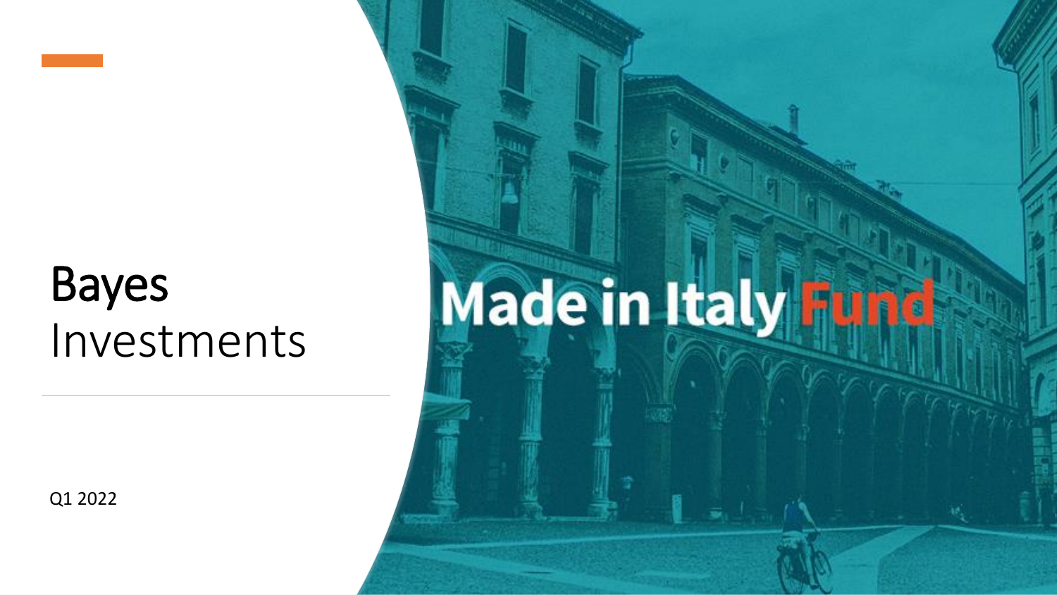# Bayes Investments

Made in Italy Fund

Q1 2022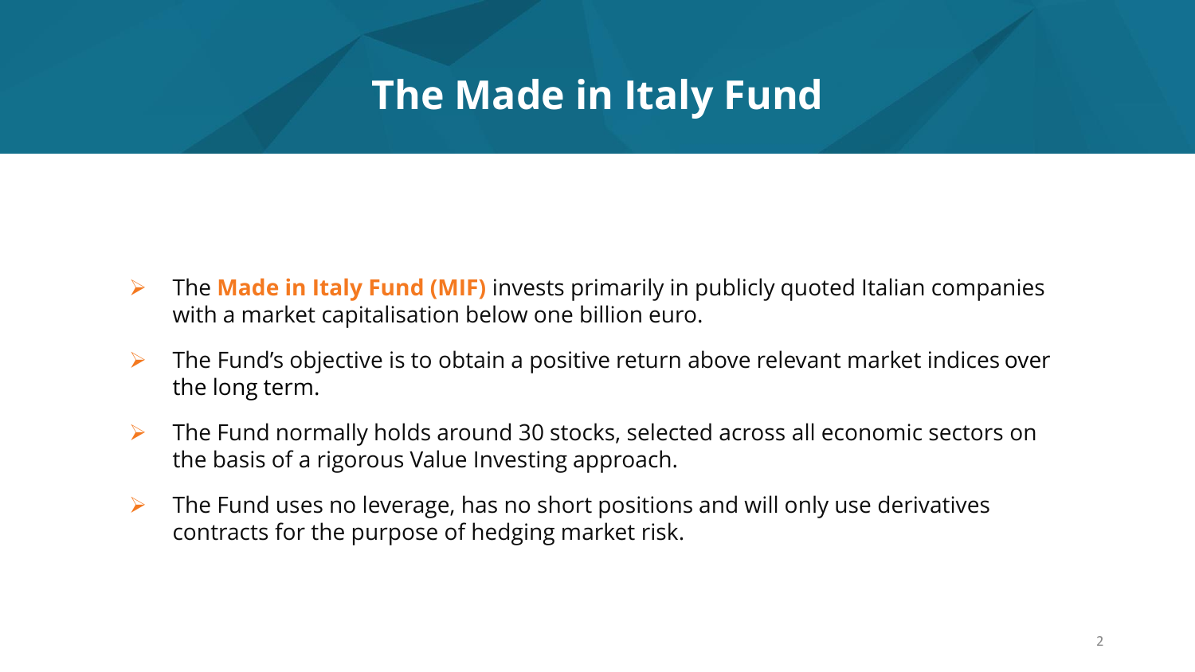# The Made in Italy Fund

- The **Made in Italy Fund (MIF)** invests primarily in publicly quoted Italian companies with a market capitalisation below one billion euro.
- The Fund's objective is to obtain a positive return above relevant market indices over the long term.
- The Fund normally holds around 30 stocks, selected across all economic sectors on the basis of a rigorous Value Investing approach.
- The Fund uses no leverage, has no short positions and will only use derivatives contracts for the purpose of hedging market risk.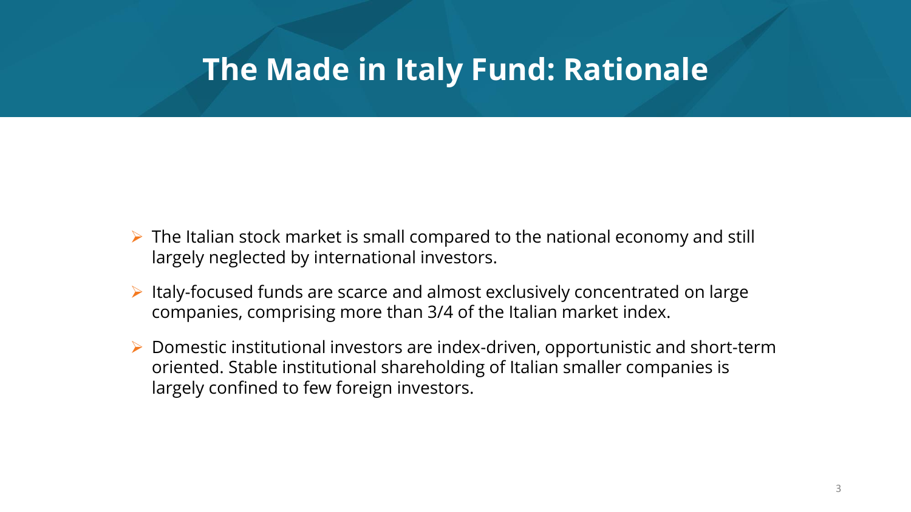# The Made in Italy Fund: Rationale

- The Italian stock market is small compared to the national economy and still largely neglected by international investors.
- Italy-focused funds are scarce and almost exclusively concentrated on large companies, comprising more than 3/4 of the Italian market index.
- Domestic institutional investors are index-driven, opportunistic and short-term oriented. Stable institutional shareholding of Italian smaller companies is largely confined to few foreign investors.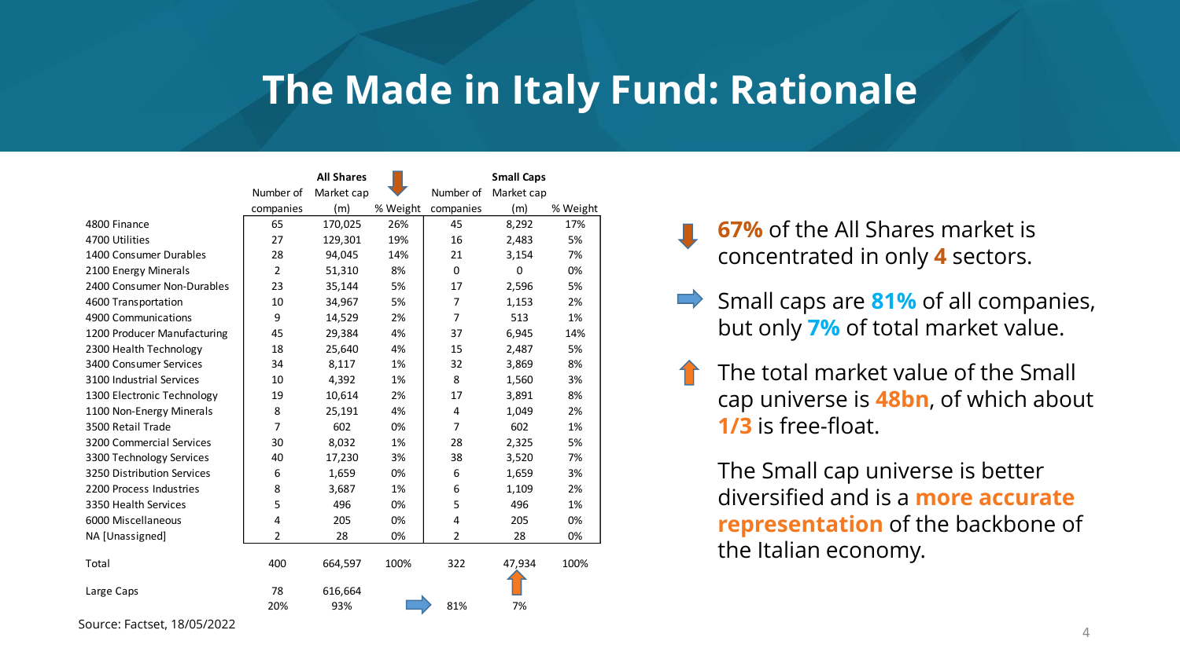# The Made in Italy Fund: Rationale

| | All Shares | | | Small Caps | | |
|---|---|---|---|---|---|---|
| | Number of companies | Market cap (m) | % Weight | Number of companies | Market cap (m) | % Weight |
| 4800 Finance | 65 | 170,025 | 26% | 45 | 8,292 | 17% |
| 4700 Utilities | 27 | 129,301 | 19% | 16 | 2,483 | 5% |
| 1400 Consumer Durables | 28 | 94,045 | 14% | 21 | 3,154 | 7% |
| 2100 Energy Minerals | 2 | 51,310 | 8% | 0 | 0 | 0% |
| 2400 Consumer Non-Durables | 23 | 35,144 | 5% | 17 | 2,596 | 5% |
| 4600 Transportation | 10 | 34,967 | 5% | 7 | 1,153 | 2% |
| 4900 Communications | 9 | 14,529 | 2% | 7 | 513 | 1% |
| 1200 Producer Manufacturing | 45 | 29,384 | 4% | 37 | 6,945 | 14% |
| 2300 Health Technology | 18 | 25,640 | 4% | 15 | 2,487 | 5% |
| 3400 Consumer Services | 34 | 8,117 | 1% | 32 | 3,869 | 8% |
| 3100 Industrial Services | 10 | 4,392 | 1% | 8 | 1,560 | 3% |
| 1300 Electronic Technology | 19 | 10,614 | 2% | 17 | 3,891 | 8% |
| 1100 Non-Energy Minerals | 8 | 25,191 | 4% | 4 | 1,049 | 2% |
| 3500 Retail Trade | 7 | 602 | 0% | 7 | 602 | 1% |
| 3200 Commercial Services | 30 | 8,032 | 1% | 28 | 2,325 | 5% |
| 3300 Technology Services | 40 | 17,230 | 3% | 38 | 3,520 | 7% |
| 3250 Distribution Services | 6 | 1,659 | 0% | 6 | 1,659 | 3% |
| 2200 Process Industries | 8 | 3,687 | 1% | 6 | 1,109 | 2% |
| 3350 Health Services | 5 | 496 | 0% | 5 | 496 | 1% |
| 6000 Miscellaneous | 4 | 205 | 0% | 4 | 205 | 0% |
| NA [Unassigned] | 2 | 28 | 0% | 2 | 28 | 0% |
| Total | 400 | 664,597 | 100% | 322 | 47,934 | 100% |
| Large Caps | 78 | 616,664 | | | | |
| | 20% | 93% | | 81% | 7% | |

Source: Factset, 18/05/2022

- **67%** of the All Shares market is concentrated in only **4** sectors.
- Small caps are **81%** of all companies, but only **7%** of total market value.
- The total market value of the Small cap universe is **48bn**, of which about **1/3** is free-float.

The Small cap universe is better diversified and is a **more accurate representation** of the backbone of the Italian economy.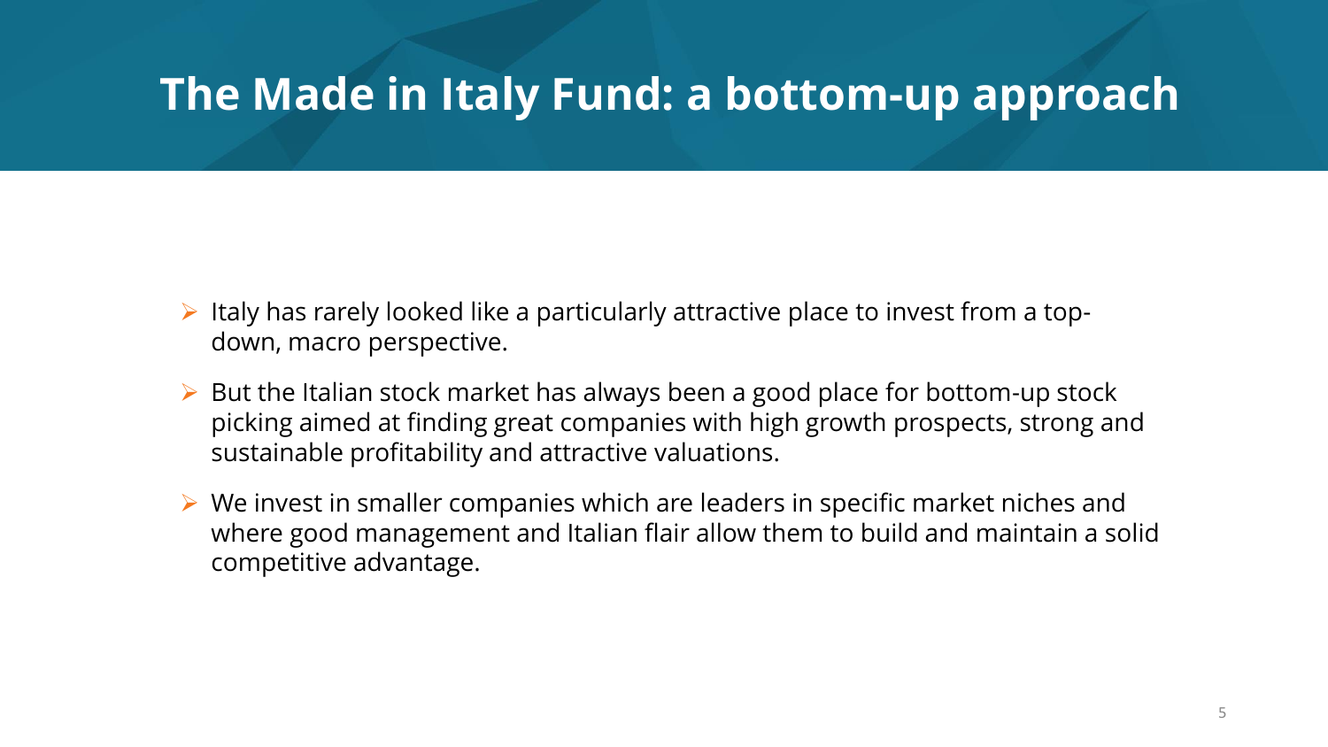# The Made in Italy Fund: a bottom-up approach

- Italy has rarely looked like a particularly attractive place to invest from a top-down, macro perspective.
- But the Italian stock market has always been a good place for bottom-up stock picking aimed at finding great companies with high growth prospects, strong and sustainable profitability and attractive valuations.
- We invest in smaller companies which are leaders in specific market niches and where good management and Italian flair allow them to build and maintain a solid competitive advantage.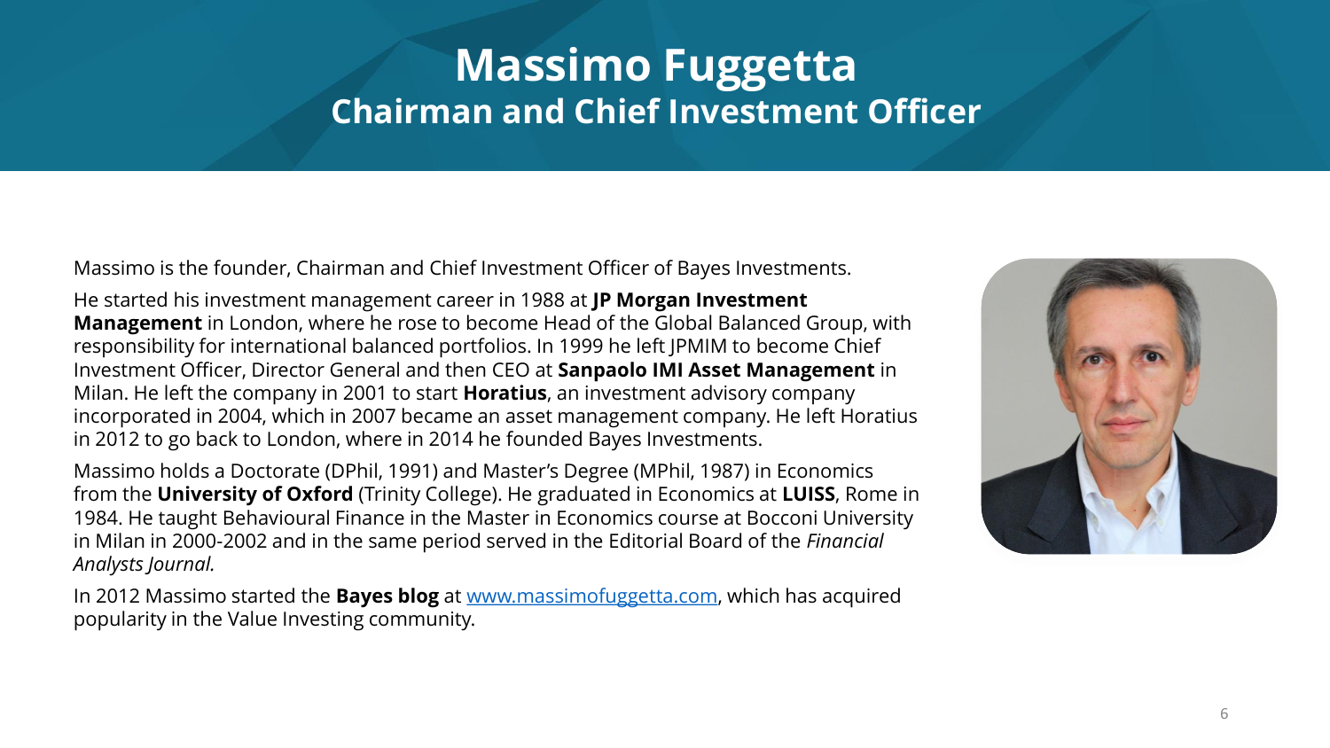# Massimo Fuggetta

## Chairman and Chief Investment Officer

Massimo is the founder, Chairman and Chief Investment Officer of Bayes Investments.

He started his investment management career in 1988 at **JP Morgan Investment Management** in London, where he rose to become Head of the Global Balanced Group, with responsibility for international balanced portfolios. In 1999 he left JPMIM to become Chief Investment Officer, Director General and then CEO at **Sanpaolo IMI Asset Management** in Milan. He left the company in 2001 to start **Horatius**, an investment advisory company incorporated in 2004, which in 2007 became an asset management company. He left Horatius in 2012 to go back to London, where in 2014 he founded Bayes Investments.

Massimo holds a Doctorate (DPhil, 1991) and Master's Degree (MPhil, 1987) in Economics from the **University of Oxford** (Trinity College). He graduated in Economics at **LUISS**, Rome in 1984. He taught Behavioural Finance in the Master in Economics course at Bocconi University in Milan in 2000-2002 and in the same period served in the Editorial Board of the *Financial Analysts Journal.*

In 2012 Massimo started the **Bayes blog** at [www.massimofuggetta.com](www.massimofuggetta.com), which has acquired popularity in the Value Investing community.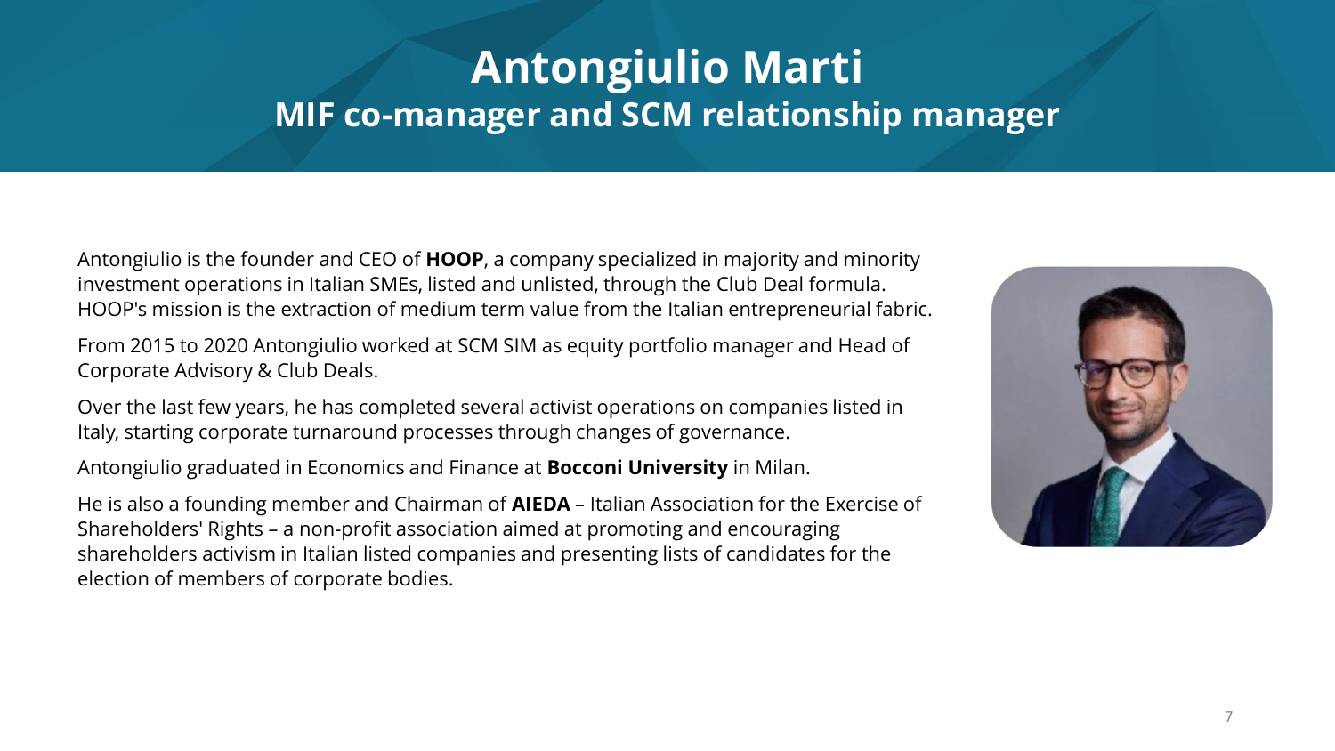# Antongiulio Marti

## MIF co-manager and SCM relationship manager

Antongiulio is the founder and CEO of **HOOP**, a company specialized in majority and minority investment operations in Italian SMEs, listed and unlisted, through the Club Deal formula. HOOP's mission is the extraction of medium term value from the Italian entrepreneurial fabric.

From 2015 to 2020 Antongiulio worked at SCM SIM as equity portfolio manager and Head of Corporate Advisory & Club Deals.

Over the last few years, he has completed several activist operations on companies listed in Italy, starting corporate turnaround processes through changes of governance.

Antongiulio graduated in Economics and Finance at **Bocconi University** in Milan.

He is also a founding member and Chairman of **AIEDA** – Italian Association for the Exercise of Shareholders' Rights – a non-profit association aimed at promoting and encouraging shareholders activism in Italian listed companies and presenting lists of candidates for the election of members of corporate bodies.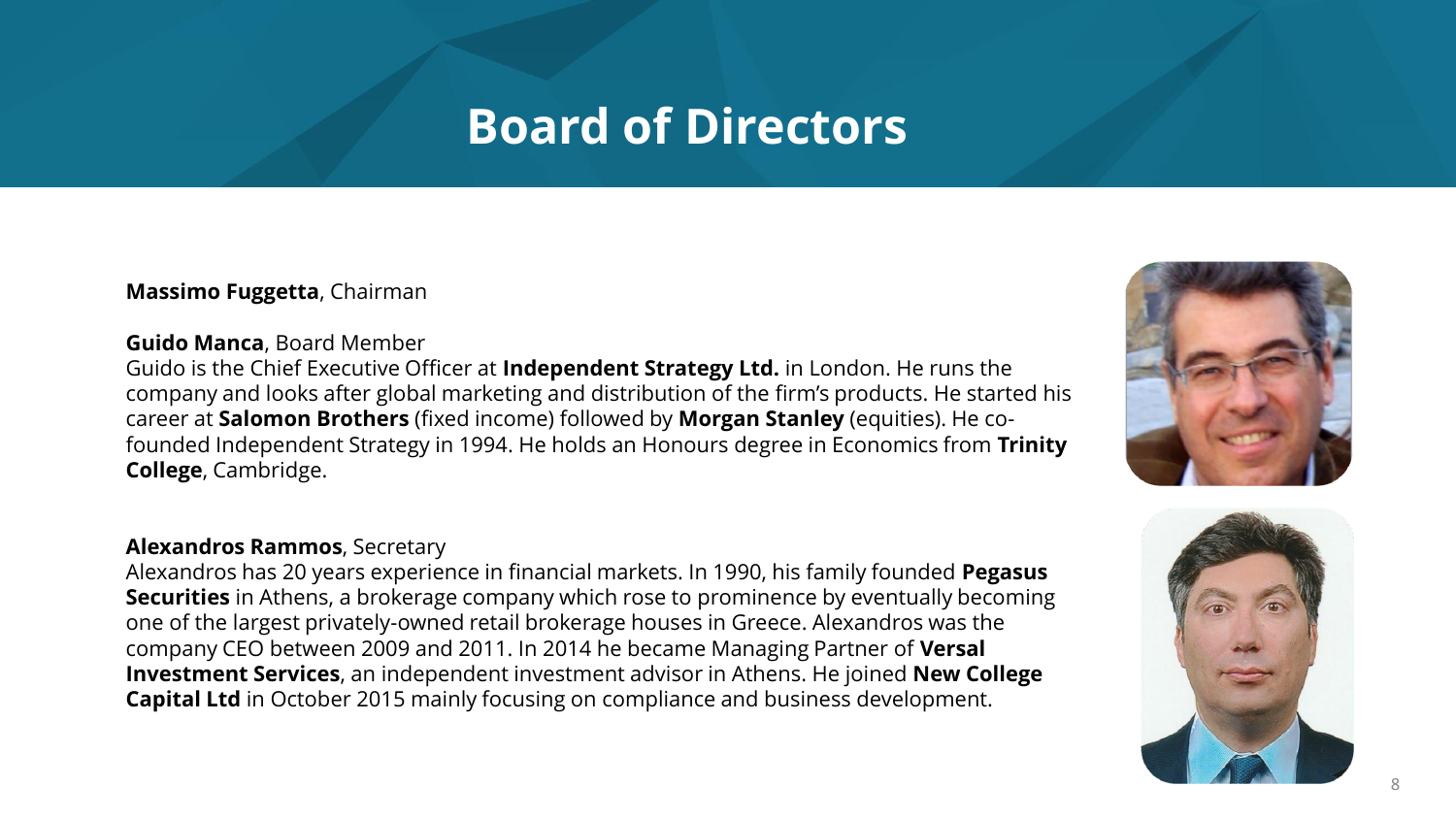# Board of Directors

**Massimo Fuggetta**, Chairman

**Guido Manca**, Board Member
Guido is the Chief Executive Officer at **Independent Strategy Ltd.** in London. He runs the company and looks after global marketing and distribution of the firm's products. He started his career at **Salomon Brothers** (fixed income) followed by **Morgan Stanley** (equities). He co-founded Independent Strategy in 1994. He holds an Honours degree in Economics from **Trinity College**, Cambridge.

**Alexandros Rammos**, Secretary
Alexandros has 20 years experience in financial markets. In 1990, his family founded **Pegasus Securities** in Athens, a brokerage company which rose to prominence by eventually becoming one of the largest privately-owned retail brokerage houses in Greece. Alexandros was the company CEO between 2009 and 2011. In 2014 he became Managing Partner of **Versal Investment Services**, an independent investment advisor in Athens. He joined **New College Capital Ltd** in October 2015 mainly focusing on compliance and business development.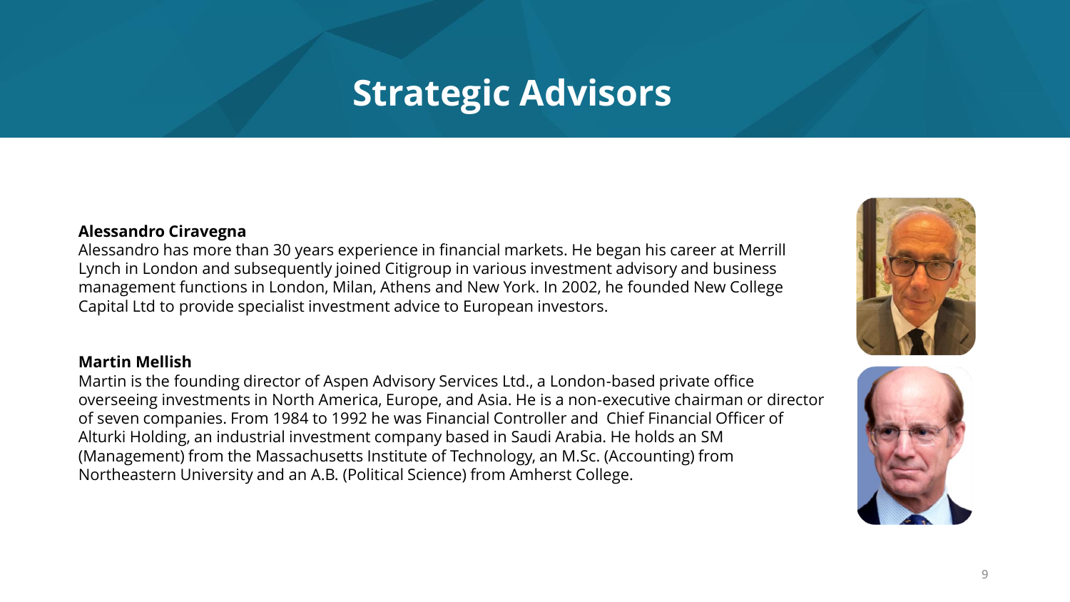# Strategic Advisors

**Alessandro Ciravegna**
Alessandro has more than 30 years experience in financial markets. He began his career at Merrill Lynch in London and subsequently joined Citigroup in various investment advisory and business management functions in London, Milan, Athens and New York. In 2002, he founded New College Capital Ltd to provide specialist investment advice to European investors.

**Martin Mellish**
Martin is the founding director of Aspen Advisory Services Ltd., a London-based private office overseeing investments in North America, Europe, and Asia. He is a non-executive chairman or director of seven companies. From 1984 to 1992 he was Financial Controller and Chief Financial Officer of Alturki Holding, an industrial investment company based in Saudi Arabia. He holds an SM (Management) from the Massachusetts Institute of Technology, an M.Sc. (Accounting) from Northeastern University and an A.B. (Political Science) from Amherst College.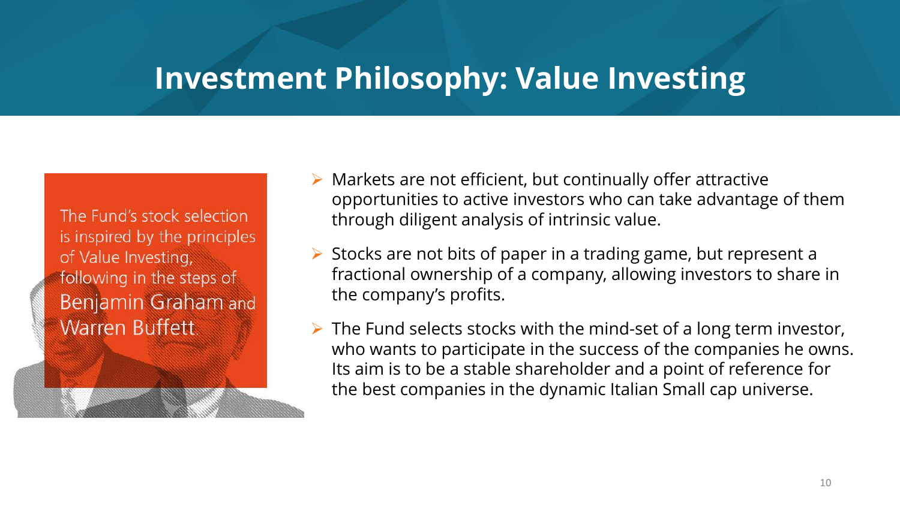# Investment Philosophy: Value Investing

The Fund's stock selection is inspired by the principles of Value Investing, following in the steps of Benjamin Graham and Warren Buffett.

- Markets are not efficient, but continually offer attractive opportunities to active investors who can take advantage of them through diligent analysis of intrinsic value.
- Stocks are not bits of paper in a trading game, but represent a fractional ownership of a company, allowing investors to share in the company's profits.
- The Fund selects stocks with the mind-set of a long term investor, who wants to participate in the success of the companies he owns. Its aim is to be a stable shareholder and a point of reference for the best companies in the dynamic Italian Small cap universe.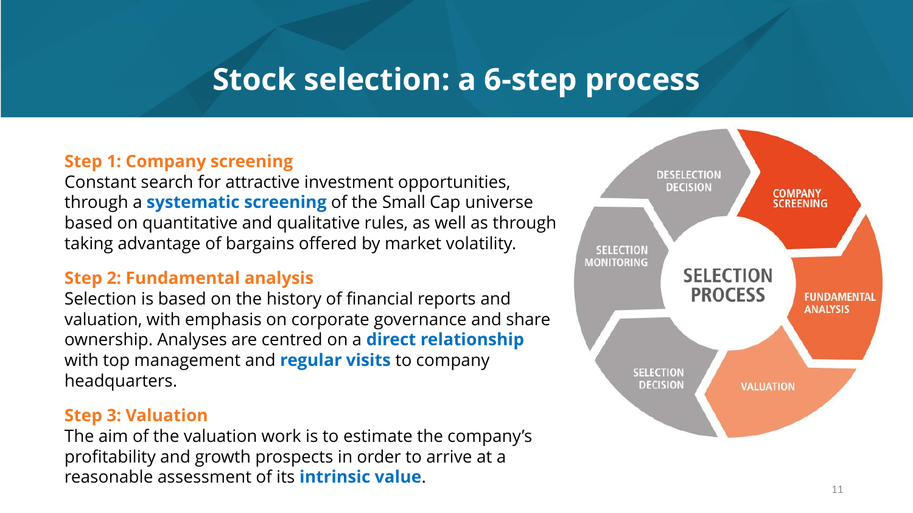# Stock selection: a 6-step process

### Step 1: Company screening

Constant search for attractive investment opportunities, through a **systematic screening** of the Small Cap universe based on quantitative and qualitative rules, as well as through taking advantage of bargains offered by market volatility.

### Step 2: Fundamental analysis

Selection is based on the history of financial reports and valuation, with emphasis on corporate governance and share ownership. Analyses are centred on a **direct relationship** with top management and **regular visits** to company headquarters.

### Step 3: Valuation

The aim of the valuation work is to estimate the company's profitability and growth prospects in order to arrive at a reasonable assessment of its **intrinsic value**.

SELECTION PROCESS

- COMPANY SCREENING
- FUNDAMENTAL ANALYSIS
- VALUATION
- SELECTION DECISION
- SELECTION MONITORING
- DESELECTION DECISION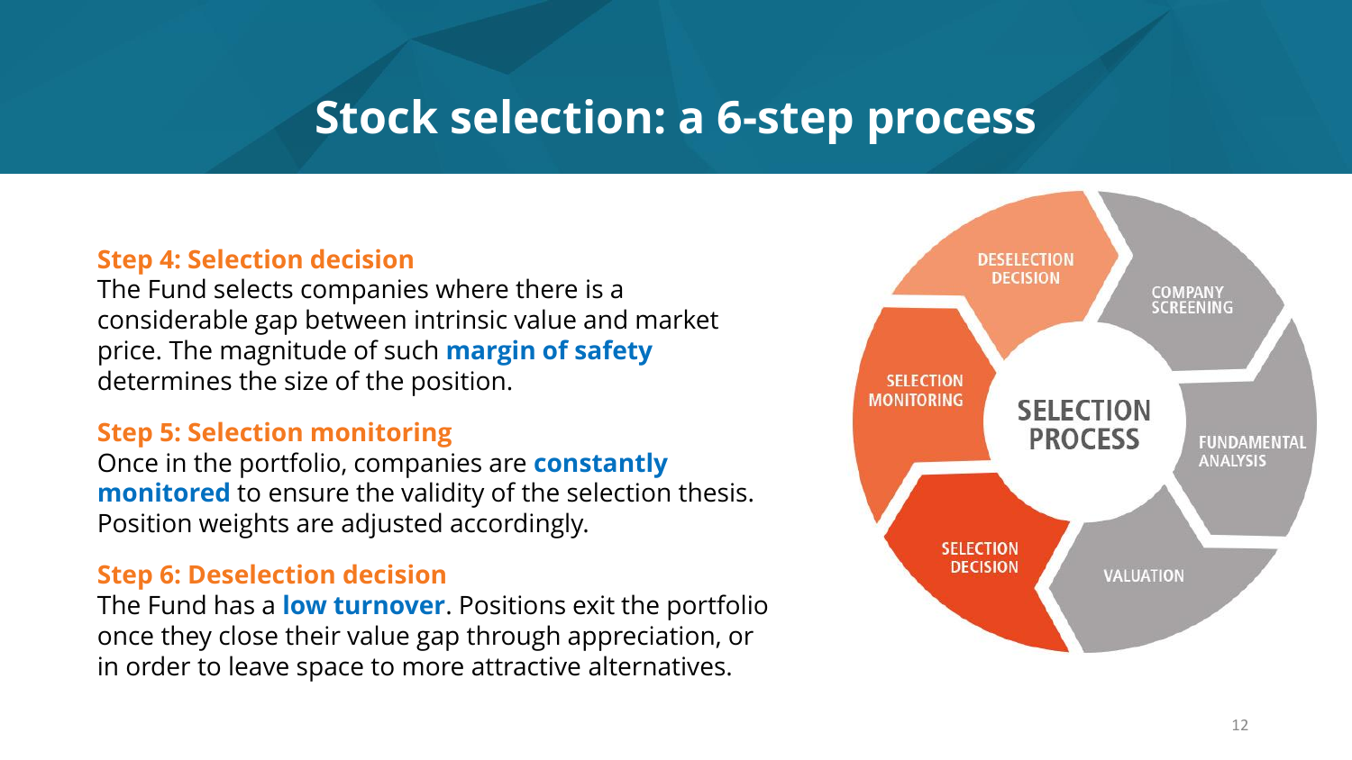# Stock selection: a 6-step process

### Step 4: Selection decision

The Fund selects companies where there is a considerable gap between intrinsic value and market price. The magnitude of such **margin of safety** determines the size of the position.

### Step 5: Selection monitoring

Once in the portfolio, companies are **constantly monitored** to ensure the validity of the selection thesis. Position weights are adjusted accordingly.

### Step 6: Deselection decision

The Fund has a **low turnover**. Positions exit the portfolio once they close their value gap through appreciation, or in order to leave space to more attractive alternatives.

SELECTION PROCESS

- COMPANY SCREENING
- FUNDAMENTAL ANALYSIS
- VALUATION
- SELECTION DECISION
- SELECTION MONITORING
- DESELECTION DECISION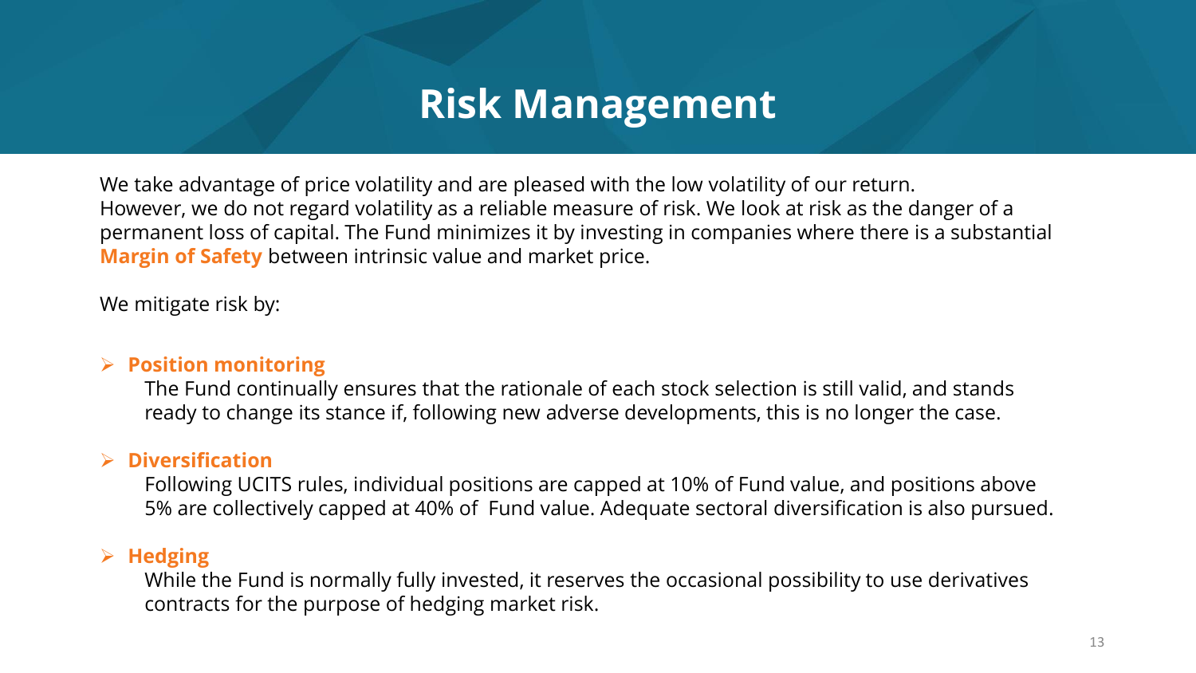# Risk Management

We take advantage of price volatility and are pleased with the low volatility of our return.
However, we do not regard volatility as a reliable measure of risk. We look at risk as the danger of a permanent loss of capital. The Fund minimizes it by investing in companies where there is a substantial **Margin of Safety** between intrinsic value and market price.

We mitigate risk by:

- **Position monitoring**
  The Fund continually ensures that the rationale of each stock selection is still valid, and stands ready to change its stance if, following new adverse developments, this is no longer the case.

- **Diversification**
  Following UCITS rules, individual positions are capped at 10% of Fund value, and positions above 5% are collectively capped at 40% of Fund value. Adequate sectoral diversification is also pursued.

- **Hedging**
  While the Fund is normally fully invested, it reserves the occasional possibility to use derivatives contracts for the purpose of hedging market risk.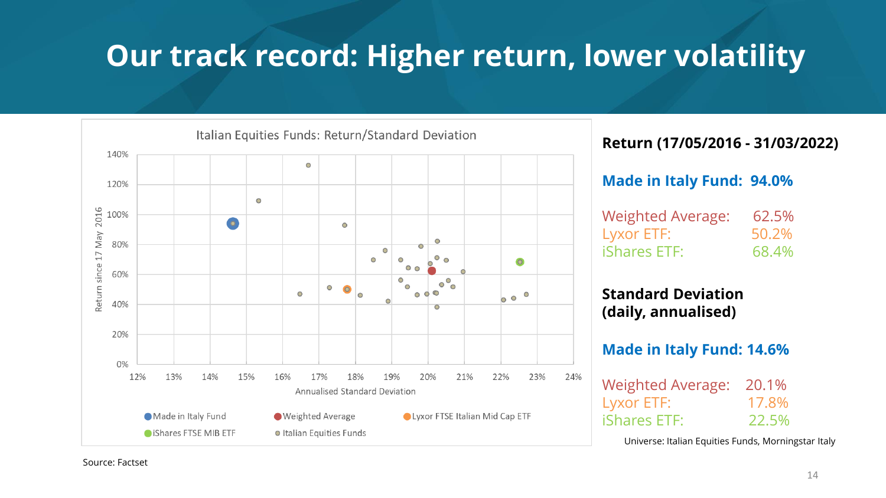# Our track record: Higher return, lower volatility

Italian Equities Funds: Return/Standard Deviation

Return since 17 May 2016

Annualised Standard Deviation

- Made in Italy Fund
- Weighted Average
- Lyxor FTSE Italian Mid Cap ETF
- iShares FTSE MIB ETF
- Italian Equities Funds

**Return (17/05/2016 - 31/03/2022)**

**Made in Italy Fund: 94.0%**

| | |
|---|---|
| Weighted Average: | 62.5% |
| Lyxor ETF: | 50.2% |
| iShares ETF: | 68.4% |

**Standard Deviation (daily, annualised)**

**Made in Italy Fund: 14.6%**

| | |
|---|---|
| Weighted Average: | 20.1% |
| Lyxor ETF: | 17.8% |
| iShares ETF: | 22.5% |

Universe: Italian Equities Funds, Morningstar Italy

Source: Factset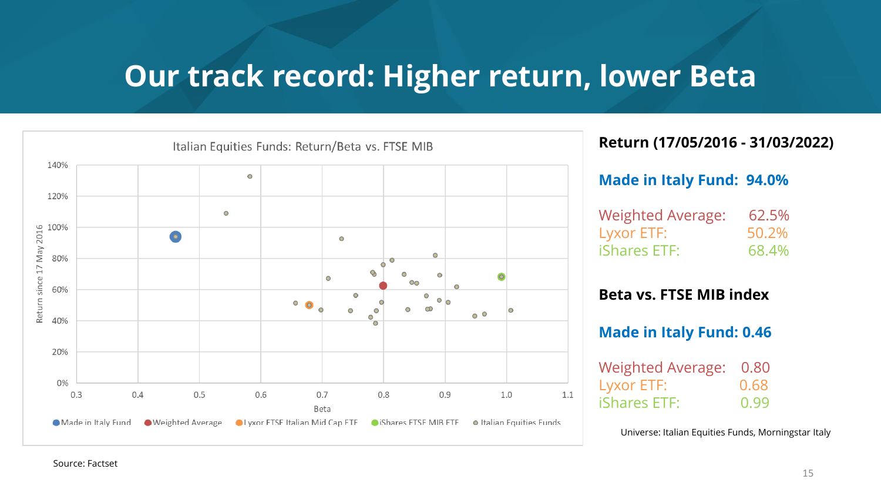# Our track record: Higher return, lower Beta

Italian Equities Funds: Return/Beta vs. FTSE MIB

Return since 17 May 2016 (y-axis: 0% – 140%) vs. Beta (x-axis: 0.3 – 1.1)

Legend: Made in Italy Fund, Weighted Average, Lyxor FTSE Italian Mid Cap ETF, iShares FTSE MIB ETF, Italian Equities Funds

**Return (17/05/2016 - 31/03/2022)**

**Made in Italy Fund: 94.0%**

| | |
|---|---|
| Weighted Average: | 62.5% |
| Lyxor ETF: | 50.2% |
| iShares ETF: | 68.4% |

**Beta vs. FTSE MIB index**

**Made in Italy Fund: 0.46**

| | |
|---|---|
| Weighted Average: | 0.80 |
| Lyxor ETF: | 0.68 |
| iShares ETF: | 0.99 |

Universe: Italian Equities Funds, Morningstar Italy

Source: Factset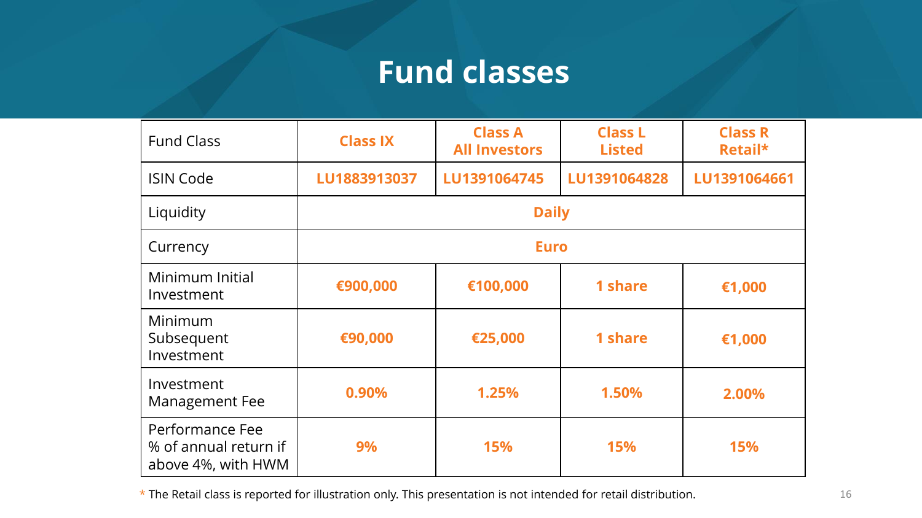# Fund classes

| Fund Class | Class IX | Class A<br>All Investors | Class L<br>Listed | Class R<br>Retail* |
|---|---|---|---|---|
| ISIN Code | LU1883913037 | LU1391064745 | LU1391064828 | LU1391064661 |
| Liquidity | Daily | | | |
| Currency | Euro | | | |
| Minimum Initial Investment | €900,000 | €100,000 | 1 share | €1,000 |
| Minimum Subsequent Investment | €90,000 | €25,000 | 1 share | €1,000 |
| Investment Management Fee | 0.90% | 1.25% | 1.50% | 2.00% |
| Performance Fee % of annual return if above 4%, with HWM | 9% | 15% | 15% | 15% |

* The Retail class is reported for illustration only. This presentation is not intended for retail distribution.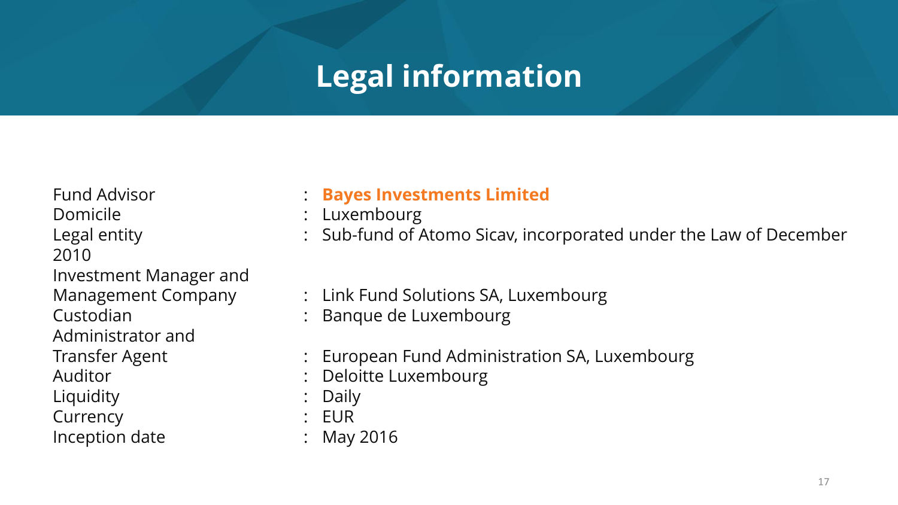# Legal information

| | | |
|---|---|---|
| Fund Advisor | : | **Bayes Investments Limited** |
| Domicile | : | Luxembourg |
| Legal entity | : | Sub-fund of Atomo Sicav, incorporated under the Law of December 2010 |
| Investment Manager and Management Company | : | Link Fund Solutions SA, Luxembourg |
| Custodian | : | Banque de Luxembourg |
| Administrator and Transfer Agent | : | European Fund Administration SA, Luxembourg |
| Auditor | : | Deloitte Luxembourg |
| Liquidity | : | Daily |
| Currency | : | EUR |
| Inception date | : | May 2016 |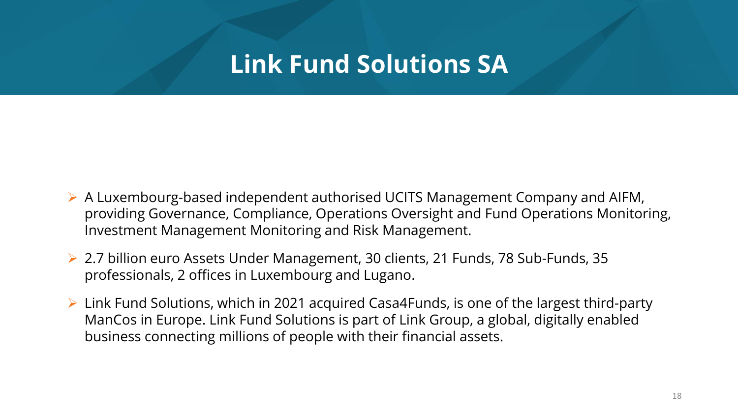# Link Fund Solutions SA

- A Luxembourg-based independent authorised UCITS Management Company and AIFM, providing Governance, Compliance, Operations Oversight and Fund Operations Monitoring, Investment Management Monitoring and Risk Management.
- 2.7 billion euro Assets Under Management, 30 clients, 21 Funds, 78 Sub-Funds, 35 professionals, 2 offices in Luxembourg and Lugano.
- Link Fund Solutions, which in 2021 acquired Casa4Funds, is one of the largest third-party ManCos in Europe. Link Fund Solutions is part of Link Group, a global, digitally enabled business connecting millions of people with their financial assets.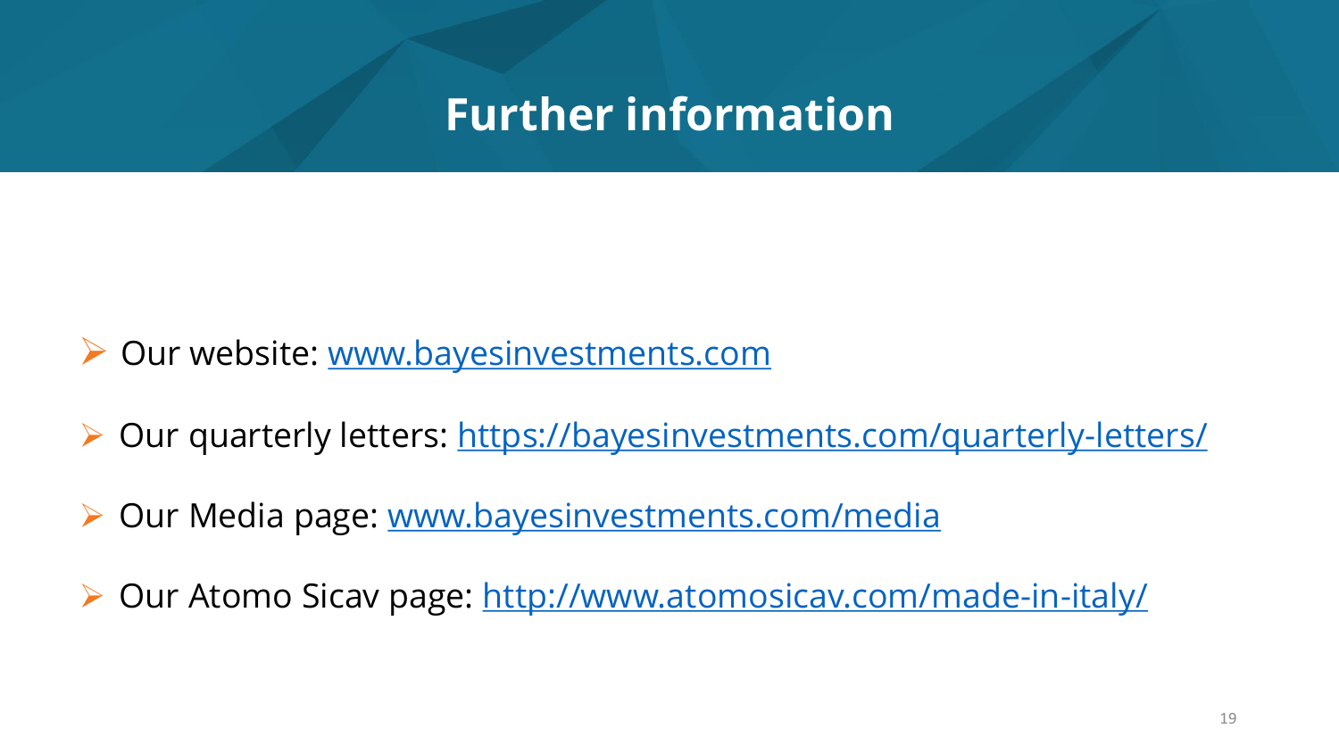# Further information

- Our website: [www.bayesinvestments.com](www.bayesinvestments.com)
- Our quarterly letters: [https://bayesinvestments.com/quarterly-letters/](https://bayesinvestments.com/quarterly-letters/)
- Our Media page: [www.bayesinvestments.com/media](www.bayesinvestments.com/media)
- Our Atomo Sicav page: [http://www.atomosicav.com/made-in-italy/](http://www.atomosicav.com/made-in-italy/)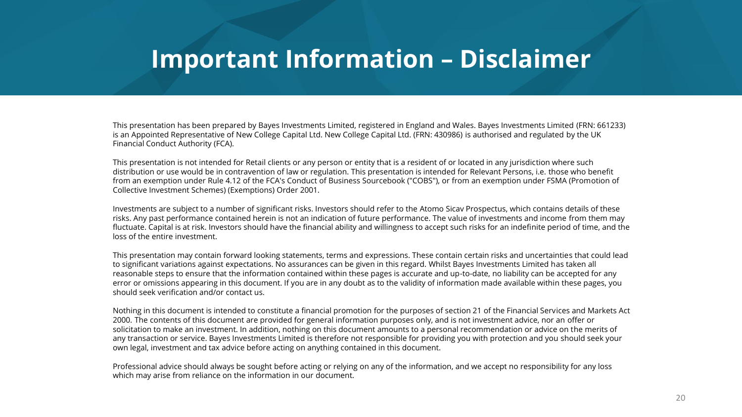# Important Information – Disclaimer

This presentation has been prepared by Bayes Investments Limited, registered in England and Wales. Bayes Investments Limited (FRN: 661233) is an Appointed Representative of New College Capital Ltd. New College Capital Ltd. (FRN: 430986) is authorised and regulated by the UK Financial Conduct Authority (FCA).

This presentation is not intended for Retail clients or any person or entity that is a resident of or located in any jurisdiction where such distribution or use would be in contravention of law or regulation. This presentation is intended for Relevant Persons, i.e. those who benefit from an exemption under Rule 4.12 of the FCA's Conduct of Business Sourcebook ("COBS"), or from an exemption under FSMA (Promotion of Collective Investment Schemes) (Exemptions) Order 2001.

Investments are subject to a number of significant risks. Investors should refer to the Atomo Sicav Prospectus, which contains details of these risks. Any past performance contained herein is not an indication of future performance. The value of investments and income from them may fluctuate. Capital is at risk. Investors should have the financial ability and willingness to accept such risks for an indefinite period of time, and the loss of the entire investment.

This presentation may contain forward looking statements, terms and expressions. These contain certain risks and uncertainties that could lead to significant variations against expectations. No assurances can be given in this regard. Whilst Bayes Investments Limited has taken all reasonable steps to ensure that the information contained within these pages is accurate and up-to-date, no liability can be accepted for any error or omissions appearing in this document. If you are in any doubt as to the validity of information made available within these pages, you should seek verification and/or contact us.

Nothing in this document is intended to constitute a financial promotion for the purposes of section 21 of the Financial Services and Markets Act 2000. The contents of this document are provided for general information purposes only, and is not investment advice, nor an offer or solicitation to make an investment. In addition, nothing on this document amounts to a personal recommendation or advice on the merits of any transaction or service. Bayes Investments Limited is therefore not responsible for providing you with protection and you should seek your own legal, investment and tax advice before acting on anything contained in this document.

Professional advice should always be sought before acting or relying on any of the information, and we accept no responsibility for any loss which may arise from reliance on the information in our document.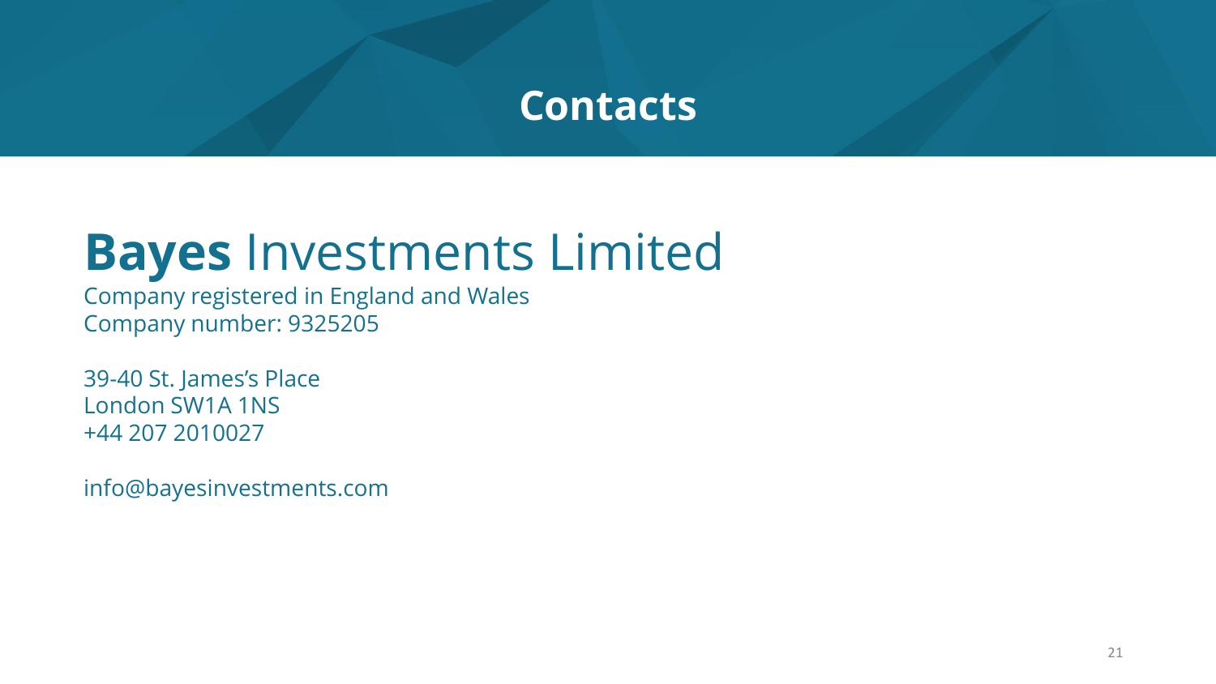# Contacts

## **Bayes** Investments Limited

Company registered in England and Wales
Company number: 9325205

39-40 St. James's Place
London SW1A 1NS
+44 207 2010027

info@bayesinvestments.com